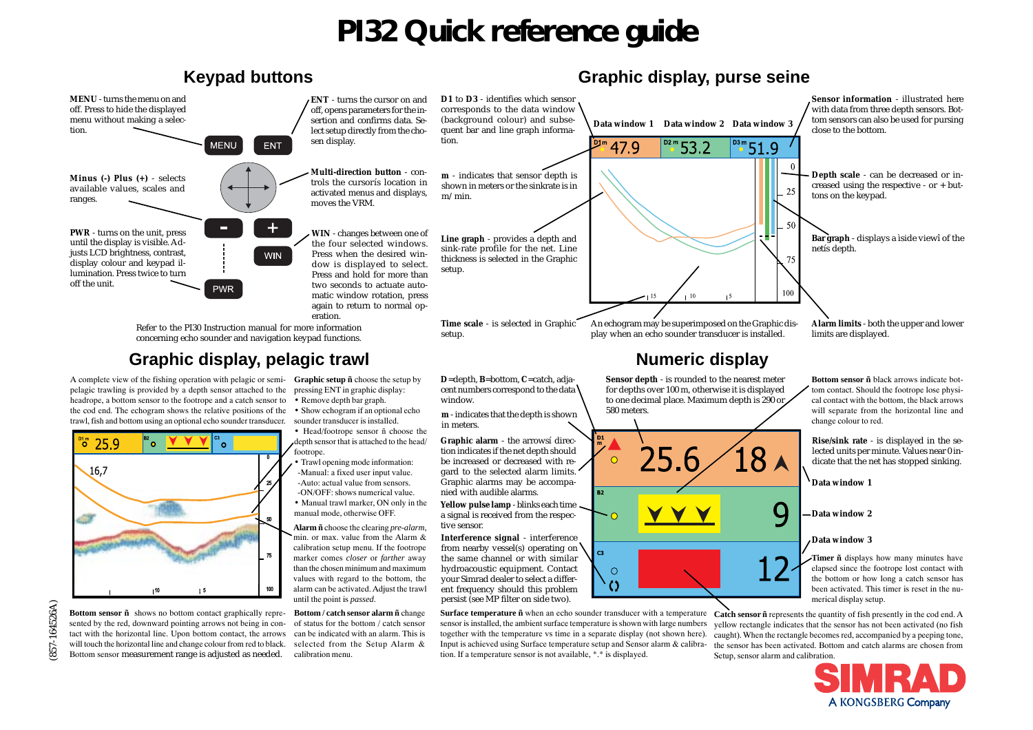# PI32 Quick reference guide

## Keypad buttons

**MENU** - turns the menu on and off. Press to hide the displayed menu without making a selection.

**Minus (-) Plus (+)** - selects available values, scales and ranges.

**PWR** - turns on the unit, press until the display is visible. Adjusts LCD brightness, contrast, display colour and keypad illumination. Press twice to turn off the unit.

**ENT** - turns the cursor on and off, opens parameters for the insertion and confirms data. Select setup directly from the chosen display.

**Multi-direction button** - controls the cursorís location in activated menus and displays, moves the VRM.

**WIN** - changes between one of the four selected windows. Press when the desired window is displayed to select. Press and hold for more than two seconds to actuate automatic window rotation, press again to return to normal operation.

Refer to the PI30 Instruction manual for more information concerning echo sounder and navigation keypad functions.

## Graphic display, purse seine

**D1** to **D3** - identifies which sensor corresponds to the data window (background colour) and subsequent bar and line graph information.

**m** - indicates that sensor depth is shown in meters or the sinkrate is in m/min.

**Line graph** - provides a depth and sink-rate profile for the net. Line thickness is selected in the Graphic setup.

**Time scale** - is selected in Graphic setup.

An echogram may be superimposed on the Graphic display when an echo sounder transducer is installed.

**Sensor information** - illustrated here with data from three depth sensors. Bottom sensors can also be used for pursing close to the bottom.

**Depth scale** - can be decreased or increased using the respective - or + buttons on the keypad.

**Bar graph** - displays a ìside viewî of the netís depth.

**Alarm limits** - both the upper and lower limits are displayed.

## Graphic display, pelagic trawl

A complete view of the fishing operation with pelagic or semi-pelagic trawling is provided by a depth sensor attached to the headrope, a bottom sensor to the footrope and a catch sensor to the cod end. The echogram shows the relative positions of the trawl, fish and bottom using an optional echo sounder transducer.

**Bottom sensor ñ** shows no bottom contact graphically represented by the red, downward pointing arrows not being in contact with the horizontal line. Upon bottom contact, the arrows will touch the horizontal line and change colour from red to black. Bottom sensor measurement range is adjusted as needed.

**Graphic setup ñ** choose the setup by pressing ENT in graphic display:

- Remove depth bar graph.
- Show echogram if an optional echo sounder transducer is installed.
- Head/footrope sensor ñ choose the depth sensor that is attached to the head/footrope.
- Trawl opening mode information:
  - Manual: a fixed user input value.
  - Auto: actual value from sensors.
  - ON/OFF: shows numerical value.
- Manual trawl marker, ON only in the manual mode, otherwise OFF.

**Alarm ñ** choose the clearing *pre-alarm*, min. or max. value from the Alarm & calibration setup menu. If the footrope marker comes *closer* or *farther* away than the chosen minimum and maximum values with regard to the bottom, the alarm can be activated. Adjust the trawl until the point is *passed*.

**Bottom / catch sensor alarm ñ** change of status for the bottom / catch sensor can be indicated with an alarm. This is selected from the Setup Alarm & calibration menu.

## Numeric display

**D**=depth, **B**=bottom, **C**=catch, adjacent numbers correspond to the data window.

**m** - indicates that the depth is shown in meters.

**Graphic alarm** - the arrowsí direction indicates if the net depth should be increased or decreased with regard to the selected alarm limits. Graphic alarms may be accompanied with audible alarms.

**Yellow pulse lamp** - blinks each time a signal is received from the respective sensor.

**Interference signal** - interference from nearby vessel(s) operating on the same channel or with similar hydroacoustic equipment. Contact your Simrad dealer to select a different frequency should this problem persist (see MP filter on side two).

**Sensor depth** - is rounded to the nearest meter for depths over 100 m, otherwise it is displayed to one decimal place. Maximum depth is 290 or 580 meters.

**Bottom sensor ñ** black arrows indicate bottom contact. Should the footrope lose physical contact with the bottom, the black arrows will separate from the horizontal line and change colour to red.

**Rise/sink rate** - is displayed in the selected units per minute. Values near 0 indicate that the net has stopped sinking.

**Data window 1**

**Data window 2**

**Data window 3**

**Timer ñ** displays how many minutes have elapsed since the footrope lost contact with the bottom or how long a catch sensor has been activated. This timer is reset in the numerical display setup.

**Surface temperature ñ** when an echo sounder transducer with a temperature sensor is installed, the ambient surface temperature is shown with large numbers together with the temperature vs time in a separate display (not shown here). Input is achieved using Surface temperature setup and Sensor alarm & calibration. If a temperature sensor is not available, \*.\* is displayed.

**Catch sensor ñ** represents the quantity of fish presently in the cod end. A yellow rectangle indicates that the sensor has not been activated (no fish caught). When the rectangle becomes red, accompanied by a peeping tone, the sensor has been activated. Bottom and catch alarms are chosen from Setup, sensor alarm and calibration.

(857-164526A)

SIMRAD
A KONGSBERG Company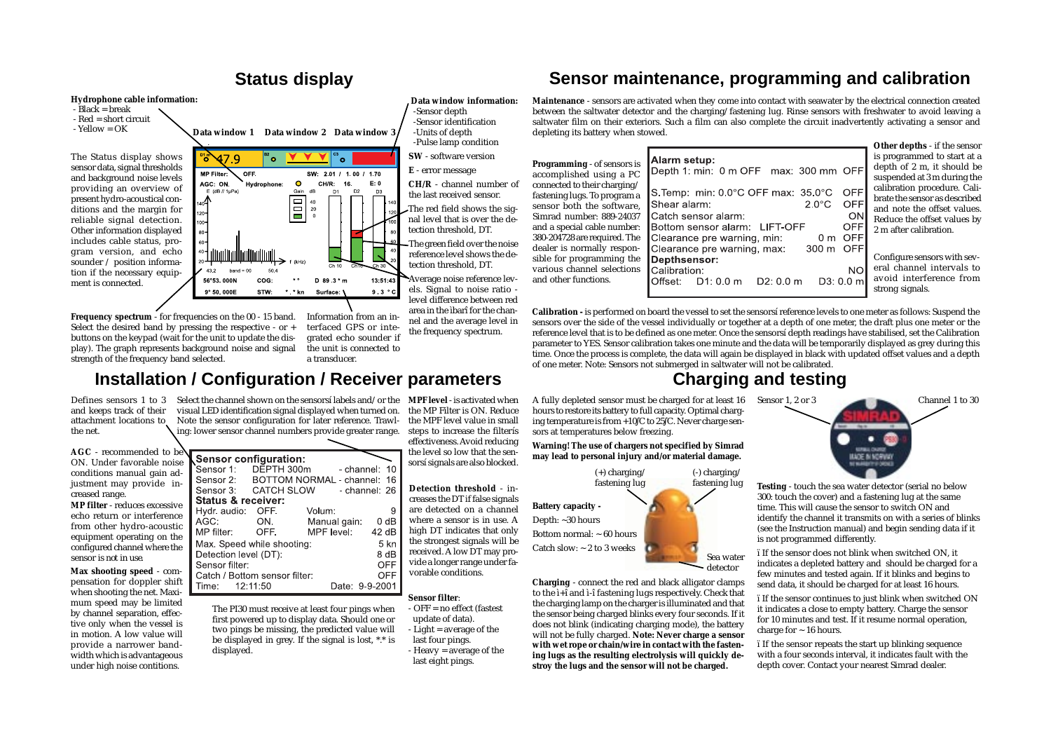## Status display

**Hydrophone cable information:**
- Black = break
- Red = short circuit
- Yellow = OK

The Status display shows sensor data, signal thresholds and background noise levels providing an overview of present hydro-acoustical conditions and the margin for reliable signal detection. Other information displayed includes cable status, program version, and echo sounder / position information if the necessary equipment is connected.

Data window 1 Data window 2 Data window 3

D1 47.9 B2 C3
MP Filter: OFF. SW: 2.01 / 1.00 / 1.70
AGC: ON. Hydrophone: CH/R: 16. E: 0
E (dB // 1µPa) Gain dB D1 D2 D3
140 120 100 80 60 40 20
40 20 0
f (kHz) Ch 10 Ch 16 Ch 30
43.2 band = 00 50.4
56°53. 000N COG: \*° D 89.3\*m 13:51:43
9° 50. 000E STW: \*.\* kn Surface: 9.3 °C

**Frequency spectrum** - for frequencies on the 00 - 15 band. Select the desired band by pressing the respective - or + buttons on the keypad (wait for the unit to update the display). The graph represents background noise and signal strength of the frequency band selected.

Information from an interfaced GPS or integrated echo sounder if the unit is connected to a transducer.

**Data window information:**
- Sensor depth
- Sensor identification
- Units of depth
- Pulse lamp condition

**SW** - software version

**E** - error message

**CH/R** - channel number of the last received sensor.

The red field shows the signal level that is over the detection threshold, DT.

The green field over the noise reference level shows the detection threshold, DT.

Average noise reference levels. Signal to noise ratio - level difference between red area in the ìbarî for the channel and the average level in the frequency spectrum.

## Installation / Configuration / Receiver parameters

Defines sensors 1 to 3 and keeps track of their attachment locations to the net.

Select the channel shown on the sensorsí labels and/ or the visual LED identification signal displayed when turned on. Note the sensor configuration for later reference. Trawling: lower sensor channel numbers provide greater range.

**AGC** - recommended to be ON. Under favorable noise conditions manual gain adjustment may provide increased range.

**MP filter** - reduces excessive echo return or interference from other hydro-acoustic equipment operating on the configured channel where the sensor is not in use.

**Max shooting speed** - compensation for doppler shift when shooting the net. Maximum speed may be limited by channel separation, effective only when the vessel is in motion. A low value will provide a narrower bandwidth which is advantageous under high noise contitions.

**Sensor configuration:**

| | | | |
|---|---|---|---|
| Sensor 1: | DEPTH 300m | - channel: | 10 |
| Sensor 2: | BOTTOM NORMAL | - channel: | 16 |
| Sensor 3: | CATCH SLOW | - channel: | 26 |

**Status & receiver:**

| | | | |
|---|---|---|---|
| Hydr. audio: | OFF. | Volum: | 9 |
| AGC: | ON. | Manual gain: | 0 dB |
| MP filter: | OFF. | MPF level: | 42 dB |
| Max. Speed while shooting: | | | 5 kn |
| Detection level (DT): | | | 8 dB |
| Sensor filter: | | | OFF |
| Catch / Bottom sensor filter: | | | OFF |
| Time: 12:11:50 | | Date: | 9-9-2001 |

The PI30 must receive at least four pings when first powered up to display data. Should one or two pings be missing, the predicted value will be displayed in grey. If the signal is lost, \*.\* is displayed.

**MPF level** - is activated when the MP Filter is ON. Reduce the MPF level value in small steps to increase the filterís effectiveness. Avoid reducing the level so low that the sensorsí signals are also blocked.

**Detection threshold** - increases the DT if false signals are detected on a channel where a sensor is in use. A high DT indicates that only the strongest signals will be received. A low DT may provide a longer range under favorable conditions.

**Sensor filter**:
- OFF = no effect (fastest update of data).
- Light = average of the last four pings.
- Heavy = average of the last eight pings.

## Sensor maintenance, programming and calibration

**Maintenance** - sensors are activated when they come into contact with seawater by the electrical connection created between the saltwater detector and the charging/ fastening lug. Rinse sensors with freshwater to avoid leaving a saltwater film on their exteriors. Such a film can also complete the circuit inadvertently activating a sensor and depleting its battery when stowed.

**Programming** - of sensors is accomplished using a PC connected to their charging/ fastening lugs. To program a sensor both the software, Simrad number: 889-24037 and a special cable number: 380-204728 are required. The dealer is normally responsible for programming the various channel selections and other functions.

**Alarm setup:**

| | | | |
|---|---|---|---|
| Depth 1: min: 0 m OFF | | max: 300 mm | OFF |
| S.Temp: min: 0.0°C OFF | | max: 35.0°C | OFF |
| Shear alarm: | | 2.0°C | OFF |
| Catch sensor alarm: | | | ON |
| Bottom sensor alarm: LIFT-OFF | | | OFF |
| Clearance pre warning, min: | | 0 m | OFF |
| Clearance pre warning, max: | | 300 m | OFF |

**Depthsensor:**

| | | | |
|---|---|---|---|
| Calibration: | | | NO |
| Offset: | D1: 0.0 m | D2: 0.0 m | D3: 0.0 m |

**Other depths** - if the sensor is programmed to start at a depth of 2 m, it should be suspended at 3 m during the calibration procedure. Calibrate the sensor as described and note the offset values. Reduce the offset values by 2 m after calibration.

Configure sensors with several channel intervals to avoid interference from strong signals.

**Calibration -** is performed on board the vessel to set the sensorsí reference levels to one meter as follows: Suspend the sensors over the side of the vessel individually or together at a depth of one meter, the draft plus one meter or the reference level that is to be defined as one meter. Once the sensorsí depth readings have stabilised, set the Calibration parameter to YES. Sensor calibration takes one minute and the data will be temporarily displayed as grey during this time. Once the process is complete, the data will again be displayed in black with updated offset values and a depth of one meter. Note: Sensors not submerged in saltwater will not be calibrated.

## Charging and testing

A fully depleted sensor must be charged for at least 16 hours to restore its battery to full capacity. Optimal charging temperature is from +10ƒC to 25ƒC. Never charge sensors at temperatures below freezing.

**Warning! The use of chargers not specified by Simrad may lead to personal injury and/or material damage.**

(+) charging/ fastening lug
(-) charging/ fastening lug
Sea water detector

**Battery capacity -**

Depth: ~30 hours

Bottom normal: ~ 60 hours

Catch slow: ~ 2 to 3 weeks

**Charging** - connect the red and black alligator clamps to the ì+î and ì-î fastening lugs respectively. Check that the charging lamp on the charger is illuminated and that the sensor being charged blinks every four seconds. If it does not blink (indicating charging mode), the battery will not be fully charged. **Note: Never charge a sensor with wet rope or chain/wire in contact with the fastening lugs as the resulting electrolysis will quickly destroy the lugs and the sensor will not be charged.**

Sensor 1, 2 or 3
Channel 1 to 30

**Testing** - touch the sea water detector (serial no below 300: touch the cover) and a fastening lug at the same time. This will cause the sensor to switch ON and identify the channel it transmits on with a series of blinks (see the Instruction manual) and begin sending data if it is not programmed differently.

ï If the sensor does not blink when switched ON, it indicates a depleted battery and should be charged for a few minutes and tested again. If it blinks and begins to send data, it should be charged for at least 16 hours.

ï If the sensor continues to just blink when switched ON it indicates a close to empty battery. Charge the sensor for 10 minutes and test. If it resume normal operation, charge for ~ 16 hours.

ï If the sensor repeats the start up blinking sequence with a four seconds interval, it indicates fault with the depth cover. Contact your nearest Simrad dealer.